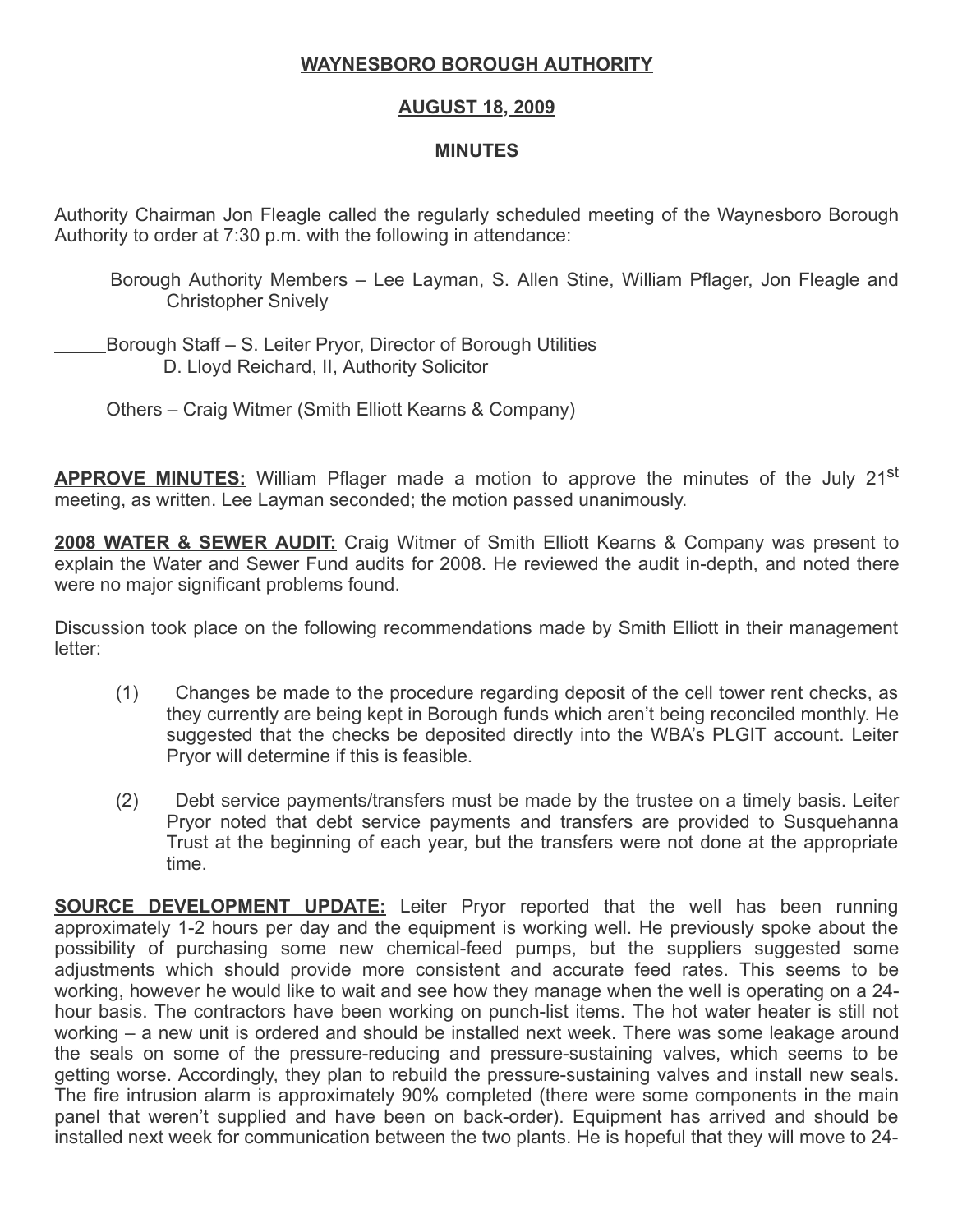# WAYNESBORO BOROUGH AUTHORITY

## AUGUST 18, 2009

## MINUTES

Authority Chairman Jon Fleagle called the regularly scheduled meeting of the Waynesboro Borough Authority to order at 7:30 p.m. with the following in attendance:

Borough Authority Members – Lee Layman, S. Allen Stine, William Pflager, Jon Fleagle and Christopher Snively

Borough Staff – S. Leiter Pryor, Director of Borough Utilities
D. Lloyd Reichard, II, Authority Solicitor

Others – Craig Witmer (Smith Elliott Kearns & Company)

**APPROVE MINUTES:** William Pflager made a motion to approve the minutes of the July 21st meeting, as written. Lee Layman seconded; the motion passed unanimously.

**2008 WATER & SEWER AUDIT:** Craig Witmer of Smith Elliott Kearns & Company was present to explain the Water and Sewer Fund audits for 2008. He reviewed the audit in-depth, and noted there were no major significant problems found.

Discussion took place on the following recommendations made by Smith Elliott in their management letter:

(1) Changes be made to the procedure regarding deposit of the cell tower rent checks, as they currently are being kept in Borough funds which aren't being reconciled monthly. He suggested that the checks be deposited directly into the WBA's PLGIT account. Leiter Pryor will determine if this is feasible.

(2) Debt service payments/transfers must be made by the trustee on a timely basis. Leiter Pryor noted that debt service payments and transfers are provided to Susquehanna Trust at the beginning of each year, but the transfers were not done at the appropriate time.

**SOURCE DEVELOPMENT UPDATE:** Leiter Pryor reported that the well has been running approximately 1-2 hours per day and the equipment is working well. He previously spoke about the possibility of purchasing some new chemical-feed pumps, but the suppliers suggested some adjustments which should provide more consistent and accurate feed rates. This seems to be working, however he would like to wait and see how they manage when the well is operating on a 24-hour basis. The contractors have been working on punch-list items. The hot water heater is still not working – a new unit is ordered and should be installed next week. There was some leakage around the seals on some of the pressure-reducing and pressure-sustaining valves, which seems to be getting worse. Accordingly, they plan to rebuild the pressure-sustaining valves and install new seals. The fire intrusion alarm is approximately 90% completed (there were some components in the main panel that weren't supplied and have been on back-order). Equipment has arrived and should be installed next week for communication between the two plants. He is hopeful that they will move to 24-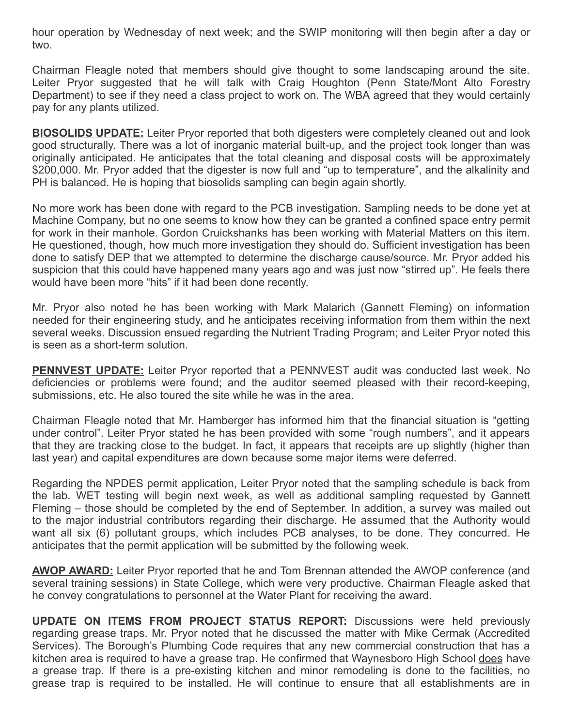hour operation by Wednesday of next week; and the SWIP monitoring will then begin after a day or two.

Chairman Fleagle noted that members should give thought to some landscaping around the site. Leiter Pryor suggested that he will talk with Craig Houghton (Penn State/Mont Alto Forestry Department) to see if they need a class project to work on. The WBA agreed that they would certainly pay for any plants utilized.

**BIOSOLIDS UPDATE:** Leiter Pryor reported that both digesters were completely cleaned out and look good structurally. There was a lot of inorganic material built-up, and the project took longer than was originally anticipated. He anticipates that the total cleaning and disposal costs will be approximately $200,000. Mr. Pryor added that the digester is now full and "up to temperature", and the alkalinity and PH is balanced. He is hoping that biosolids sampling can begin again shortly.

No more work has been done with regard to the PCB investigation. Sampling needs to be done yet at Machine Company, but no one seems to know how they can be granted a confined space entry permit for work in their manhole. Gordon Cruickshanks has been working with Material Matters on this item. He questioned, though, how much more investigation they should do. Sufficient investigation has been done to satisfy DEP that we attempted to determine the discharge cause/source. Mr. Pryor added his suspicion that this could have happened many years ago and was just now "stirred up". He feels there would have been more "hits" if it had been done recently.

Mr. Pryor also noted he has been working with Mark Malarich (Gannett Fleming) on information needed for their engineering study, and he anticipates receiving information from them within the next several weeks. Discussion ensued regarding the Nutrient Trading Program; and Leiter Pryor noted this is seen as a short-term solution.

**PENNVEST UPDATE:** Leiter Pryor reported that a PENNVEST audit was conducted last week. No deficiencies or problems were found; and the auditor seemed pleased with their record-keeping, submissions, etc. He also toured the site while he was in the area.

Chairman Fleagle noted that Mr. Hamberger has informed him that the financial situation is "getting under control". Leiter Pryor stated he has been provided with some "rough numbers", and it appears that they are tracking close to the budget. In fact, it appears that receipts are up slightly (higher than last year) and capital expenditures are down because some major items were deferred.

Regarding the NPDES permit application, Leiter Pryor noted that the sampling schedule is back from the lab. WET testing will begin next week, as well as additional sampling requested by Gannett Fleming – those should be completed by the end of September. In addition, a survey was mailed out to the major industrial contributors regarding their discharge. He assumed that the Authority would want all six (6) pollutant groups, which includes PCB analyses, to be done. They concurred. He anticipates that the permit application will be submitted by the following week.

**AWOP AWARD:** Leiter Pryor reported that he and Tom Brennan attended the AWOP conference (and several training sessions) in State College, which were very productive. Chairman Fleagle asked that he convey congratulations to personnel at the Water Plant for receiving the award.

**UPDATE ON ITEMS FROM PROJECT STATUS REPORT:** Discussions were held previously regarding grease traps. Mr. Pryor noted that he discussed the matter with Mike Cermak (Accredited Services). The Borough's Plumbing Code requires that any new commercial construction that has a kitchen area is required to have a grease trap. He confirmed that Waynesboro High School <u>does</u> have a grease trap. If there is a pre-existing kitchen and minor remodeling is done to the facilities, no grease trap is required to be installed. He will continue to ensure that all establishments are in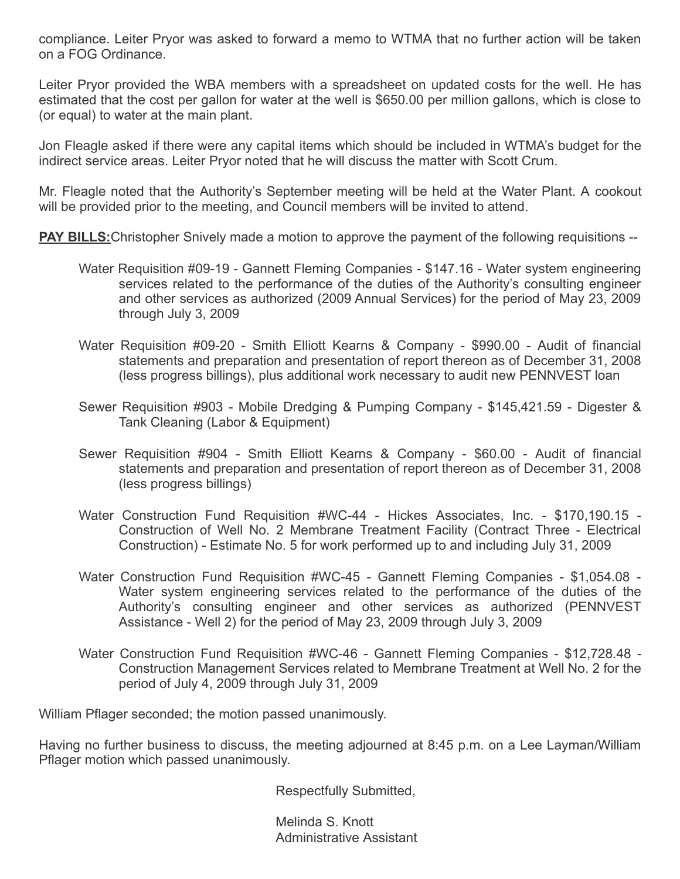compliance. Leiter Pryor was asked to forward a memo to WTMA that no further action will be taken on a FOG Ordinance.

Leiter Pryor provided the WBA members with a spreadsheet on updated costs for the well. He has estimated that the cost per gallon for water at the well is $650.00 per million gallons, which is close to (or equal) to water at the main plant.

Jon Fleagle asked if there were any capital items which should be included in WTMA's budget for the indirect service areas. Leiter Pryor noted that he will discuss the matter with Scott Crum.

Mr. Fleagle noted that the Authority's September meeting will be held at the Water Plant. A cookout will be provided prior to the meeting, and Council members will be invited to attend.

**PAY BILLS:** Christopher Snively made a motion to approve the payment of the following requisitions --

Water Requisition #09-19 - Gannett Fleming Companies - $147.16 - Water system engineering services related to the performance of the duties of the Authority's consulting engineer and other services as authorized (2009 Annual Services) for the period of May 23, 2009 through July 3, 2009

Water Requisition #09-20 - Smith Elliott Kearns & Company - $990.00 - Audit of financial statements and preparation and presentation of report thereon as of December 31, 2008 (less progress billings), plus additional work necessary to audit new PENNVEST loan

Sewer Requisition #903 - Mobile Dredging & Pumping Company - $145,421.59 - Digester & Tank Cleaning (Labor & Equipment)

Sewer Requisition #904 - Smith Elliott Kearns & Company - $60.00 - Audit of financial statements and preparation and presentation of report thereon as of December 31, 2008 (less progress billings)

Water Construction Fund Requisition #WC-44 - Hickes Associates, Inc. - $170,190.15 - Construction of Well No. 2 Membrane Treatment Facility (Contract Three - Electrical Construction) - Estimate No. 5 for work performed up to and including July 31, 2009

Water Construction Fund Requisition #WC-45 - Gannett Fleming Companies - $1,054.08 - Water system engineering services related to the performance of the duties of the Authority's consulting engineer and other services as authorized (PENNVEST Assistance - Well 2) for the period of May 23, 2009 through July 3, 2009

Water Construction Fund Requisition #WC-46 - Gannett Fleming Companies - $12,728.48 - Construction Management Services related to Membrane Treatment at Well No. 2 for the period of July 4, 2009 through July 31, 2009

William Pflager seconded; the motion passed unanimously.

Having no further business to discuss, the meeting adjourned at 8:45 p.m. on a Lee Layman/William Pflager motion which passed unanimously.

Respectfully Submitted,

Melinda S. Knott
Administrative Assistant